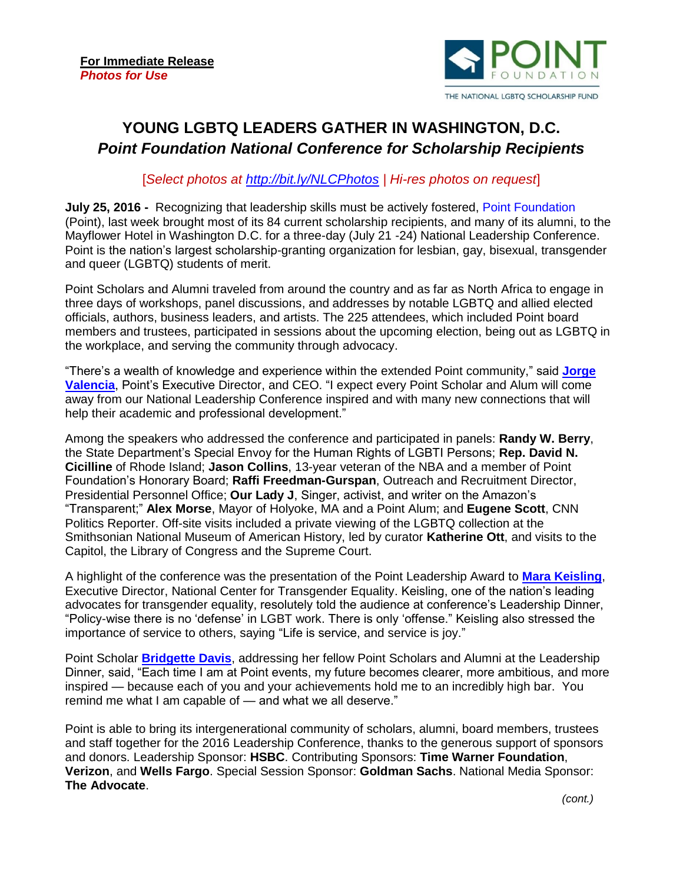**For Immediate Release**
***Photos for Use***

POINT FOUNDATION
THE NATIONAL LGBTQ SCHOLARSHIP FUND

# YOUNG LGBTQ LEADERS GATHER IN WASHINGTON, D.C.
## *Point Foundation National Conference for Scholarship Recipients*

[*Select photos at http://bit.ly/NLCPhotos | Hi-res photos on request*]

**July 25, 2016 -** Recognizing that leadership skills must be actively fostered, Point Foundation (Point), last week brought most of its 84 current scholarship recipients, and many of its alumni, to the Mayflower Hotel in Washington D.C. for a three-day (July 21 -24) National Leadership Conference. Point is the nation's largest scholarship-granting organization for lesbian, gay, bisexual, transgender and queer (LGBTQ) students of merit.

Point Scholars and Alumni traveled from around the country and as far as North Africa to engage in three days of workshops, panel discussions, and addresses by notable LGBTQ and allied elected officials, authors, business leaders, and artists. The 225 attendees, which included Point board members and trustees, participated in sessions about the upcoming election, being out as LGBTQ in the workplace, and serving the community through advocacy.

"There's a wealth of knowledge and experience within the extended Point community," said **Jorge Valencia**, Point's Executive Director, and CEO. "I expect every Point Scholar and Alum will come away from our National Leadership Conference inspired and with many new connections that will help their academic and professional development."

Among the speakers who addressed the conference and participated in panels: **Randy W. Berry**, the State Department's Special Envoy for the Human Rights of LGBTI Persons; **Rep. David N. Cicilline** of Rhode Island; **Jason Collins**, 13-year veteran of the NBA and a member of Point Foundation's Honorary Board; **Raffi Freedman-Gurspan**, Outreach and Recruitment Director, Presidential Personnel Office; **Our Lady J**, Singer, activist, and writer on the Amazon's "Transparent;" **Alex Morse**, Mayor of Holyoke, MA and a Point Alum; and **Eugene Scott**, CNN Politics Reporter. Off-site visits included a private viewing of the LGBTQ collection at the Smithsonian National Museum of American History, led by curator **Katherine Ott**, and visits to the Capitol, the Library of Congress and the Supreme Court.

A highlight of the conference was the presentation of the Point Leadership Award to **Mara Keisling**, Executive Director, National Center for Transgender Equality. Keisling, one of the nation's leading advocates for transgender equality, resolutely told the audience at conference's Leadership Dinner, "Policy-wise there is no 'defense' in LGBT work. There is only 'offense." Keisling also stressed the importance of service to others, saying "Life is service, and service is joy."

Point Scholar **Bridgette Davis**, addressing her fellow Point Scholars and Alumni at the Leadership Dinner, said, "Each time I am at Point events, my future becomes clearer, more ambitious, and more inspired — because each of you and your achievements hold me to an incredibly high bar. You remind me what I am capable of — and what we all deserve."

Point is able to bring its intergenerational community of scholars, alumni, board members, trustees and staff together for the 2016 Leadership Conference, thanks to the generous support of sponsors and donors. Leadership Sponsor: **HSBC**. Contributing Sponsors: **Time Warner Foundation**, **Verizon**, and **Wells Fargo**. Special Session Sponsor: **Goldman Sachs**. National Media Sponsor: **The Advocate**.

*(cont.)*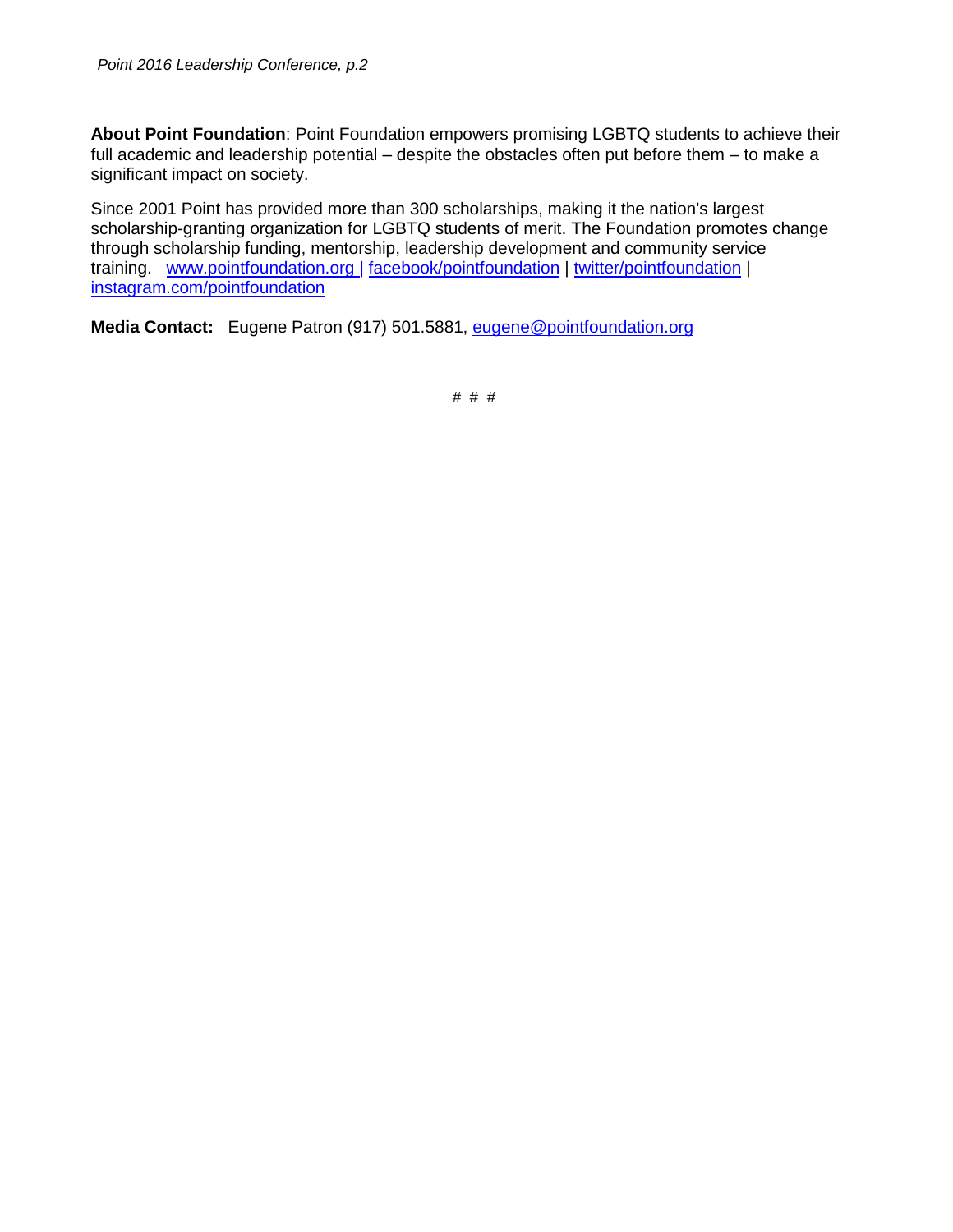**About Point Foundation**: Point Foundation empowers promising LGBTQ students to achieve their full academic and leadership potential – despite the obstacles often put before them – to make a significant impact on society.

Since 2001 Point has provided more than 300 scholarships, making it the nation's largest scholarship-granting organization for LGBTQ students of merit. The Foundation promotes change through scholarship funding, mentorship, leadership development and community service training. www.pointfoundation.org | facebook/pointfoundation | twitter/pointfoundation | instagram.com/pointfoundation

**Media Contact:** Eugene Patron (917) 501.5881, eugene@pointfoundation.org

# # #